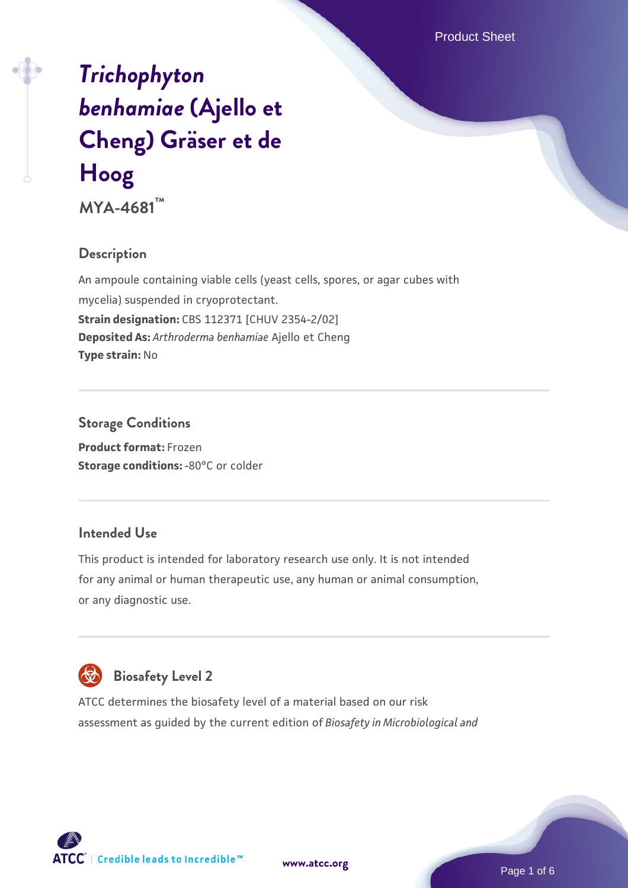# *Trichophyton benhamiae* (Ajello et Cheng) Gräser et de Hoog

**MYA-4681™**

## Description

An ampoule containing viable cells (yeast cells, spores, or agar cubes with mycelia) suspended in cryoprotectant.

**Strain designation:** CBS 112371 [CHUV 2354-2/02]

**Deposited As:** *Arthroderma benhamiae* Ajello et Cheng

**Type strain:** No

## Storage Conditions

**Product format:** Frozen

**Storage conditions:** -80°C or colder

## Intended Use

This product is intended for laboratory research use only. It is not intended for any animal or human therapeutic use, any human or animal consumption, or any diagnostic use.

## Biosafety Level 2

ATCC determines the biosafety level of a material based on our risk assessment as guided by the current edition of *Biosafety in Microbiological and*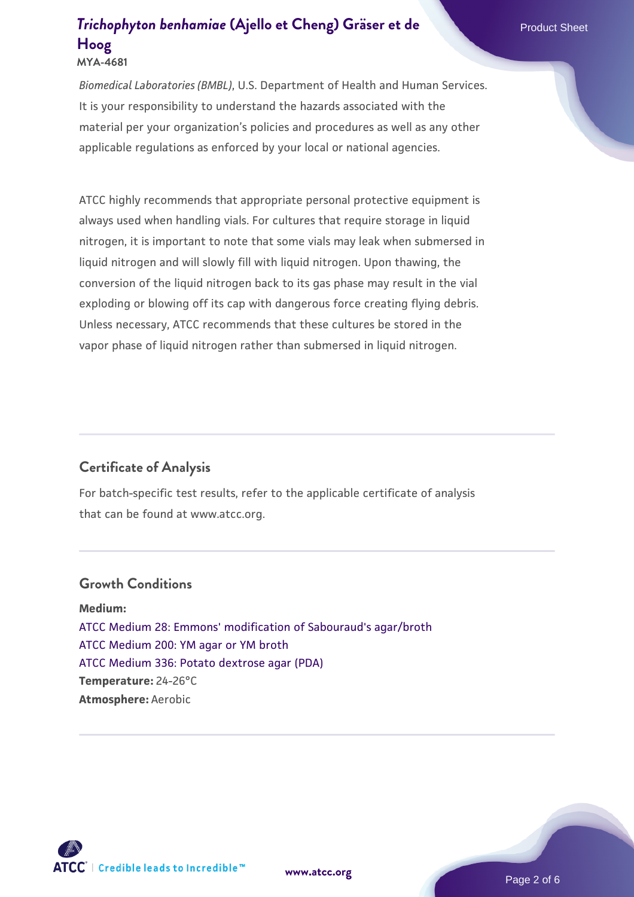*Biomedical Laboratories (BMBL)*, U.S. Department of Health and Human Services. It is your responsibility to understand the hazards associated with the material per your organization's policies and procedures as well as any other applicable regulations as enforced by your local or national agencies.

ATCC highly recommends that appropriate personal protective equipment is always used when handling vials. For cultures that require storage in liquid nitrogen, it is important to note that some vials may leak when submersed in liquid nitrogen and will slowly fill with liquid nitrogen. Upon thawing, the conversion of the liquid nitrogen back to its gas phase may result in the vial exploding or blowing off its cap with dangerous force creating flying debris. Unless necessary, ATCC recommends that these cultures be stored in the vapor phase of liquid nitrogen rather than submersed in liquid nitrogen.

## Certificate of Analysis

For batch-specific test results, refer to the applicable certificate of analysis that can be found at www.atcc.org.

## Growth Conditions

**Medium:**
ATCC Medium 28: Emmons' modification of Sabouraud's agar/broth
ATCC Medium 200: YM agar or YM broth
ATCC Medium 336: Potato dextrose agar (PDA)
**Temperature:** 24-26°C
**Atmosphere:** Aerobic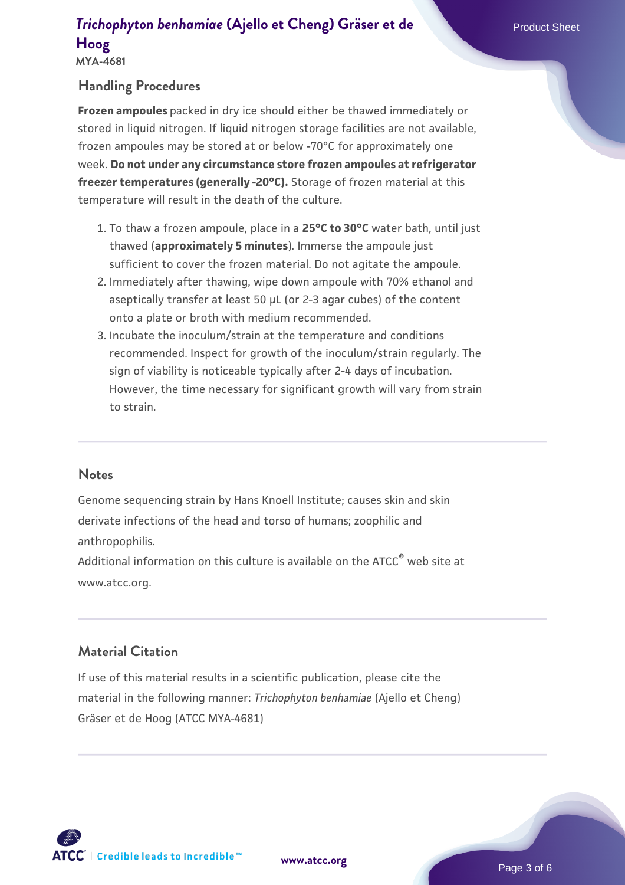## Handling Procedures

**Frozen ampoules** packed in dry ice should either be thawed immediately or stored in liquid nitrogen. If liquid nitrogen storage facilities are not available, frozen ampoules may be stored at or below -70°C for approximately one week. **Do not under any circumstance store frozen ampoules at refrigerator freezer temperatures (generally -20°C).** Storage of frozen material at this temperature will result in the death of the culture.

1. To thaw a frozen ampoule, place in a **25°C to 30°C** water bath, until just thawed (**approximately 5 minutes**). Immerse the ampoule just sufficient to cover the frozen material. Do not agitate the ampoule.
2. Immediately after thawing, wipe down ampoule with 70% ethanol and aseptically transfer at least 50 µL (or 2-3 agar cubes) of the content onto a plate or broth with medium recommended.
3. Incubate the inoculum/strain at the temperature and conditions recommended. Inspect for growth of the inoculum/strain regularly. The sign of viability is noticeable typically after 2-4 days of incubation. However, the time necessary for significant growth will vary from strain to strain.

## Notes

Genome sequencing strain by Hans Knoell Institute; causes skin and skin derivate infections of the head and torso of humans; zoophilic and anthropophilis.

Additional information on this culture is available on the ATCC® web site at www.atcc.org.

## Material Citation

If use of this material results in a scientific publication, please cite the material in the following manner: *Trichophyton benhamiae* (Ajello et Cheng) Gräser et de Hoog (ATCC MYA-4681)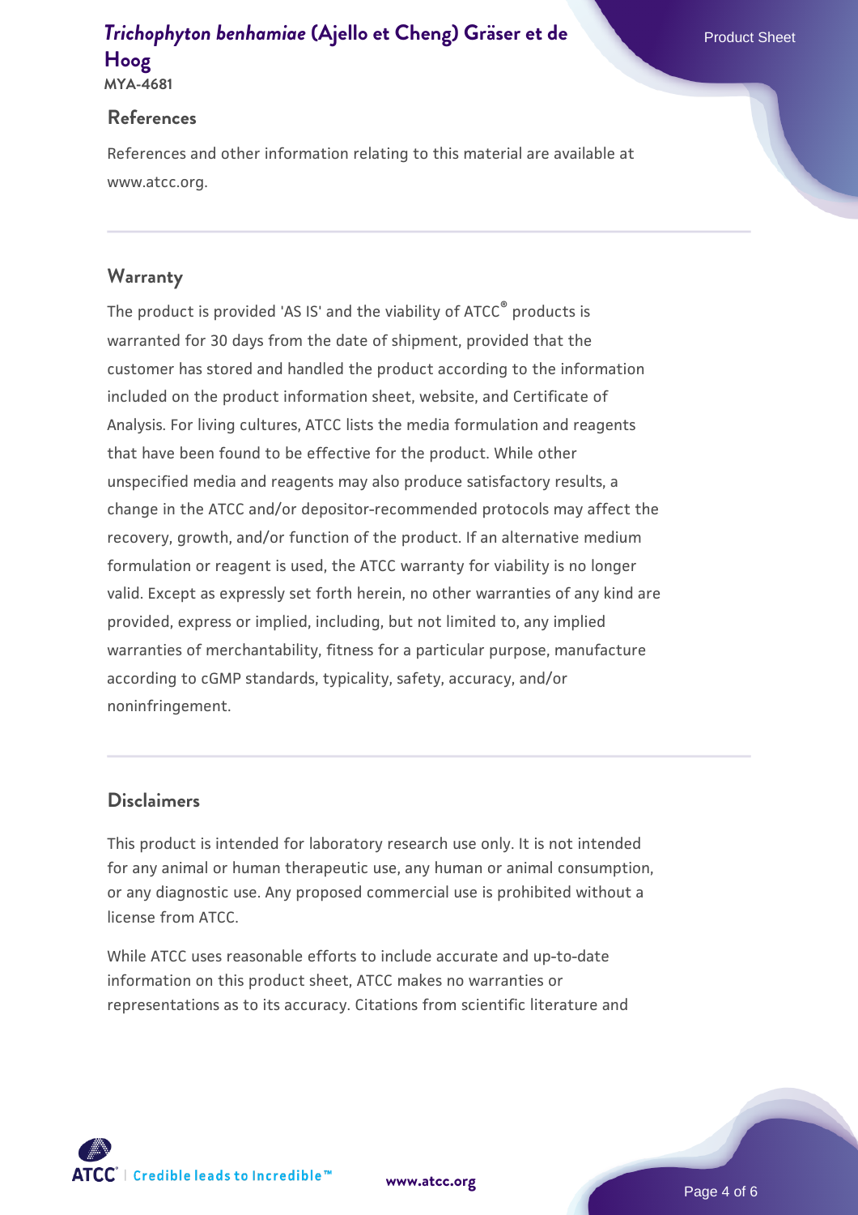## References

References and other information relating to this material are available at www.atcc.org.

## Warranty

The product is provided 'AS IS' and the viability of ATCC® products is warranted for 30 days from the date of shipment, provided that the customer has stored and handled the product according to the information included on the product information sheet, website, and Certificate of Analysis. For living cultures, ATCC lists the media formulation and reagents that have been found to be effective for the product. While other unspecified media and reagents may also produce satisfactory results, a change in the ATCC and/or depositor-recommended protocols may affect the recovery, growth, and/or function of the product. If an alternative medium formulation or reagent is used, the ATCC warranty for viability is no longer valid. Except as expressly set forth herein, no other warranties of any kind are provided, express or implied, including, but not limited to, any implied warranties of merchantability, fitness for a particular purpose, manufacture according to cGMP standards, typicality, safety, accuracy, and/or noninfringement.

## Disclaimers

This product is intended for laboratory research use only. It is not intended for any animal or human therapeutic use, any human or animal consumption, or any diagnostic use. Any proposed commercial use is prohibited without a license from ATCC.

While ATCC uses reasonable efforts to include accurate and up-to-date information on this product sheet, ATCC makes no warranties or representations as to its accuracy. Citations from scientific literature and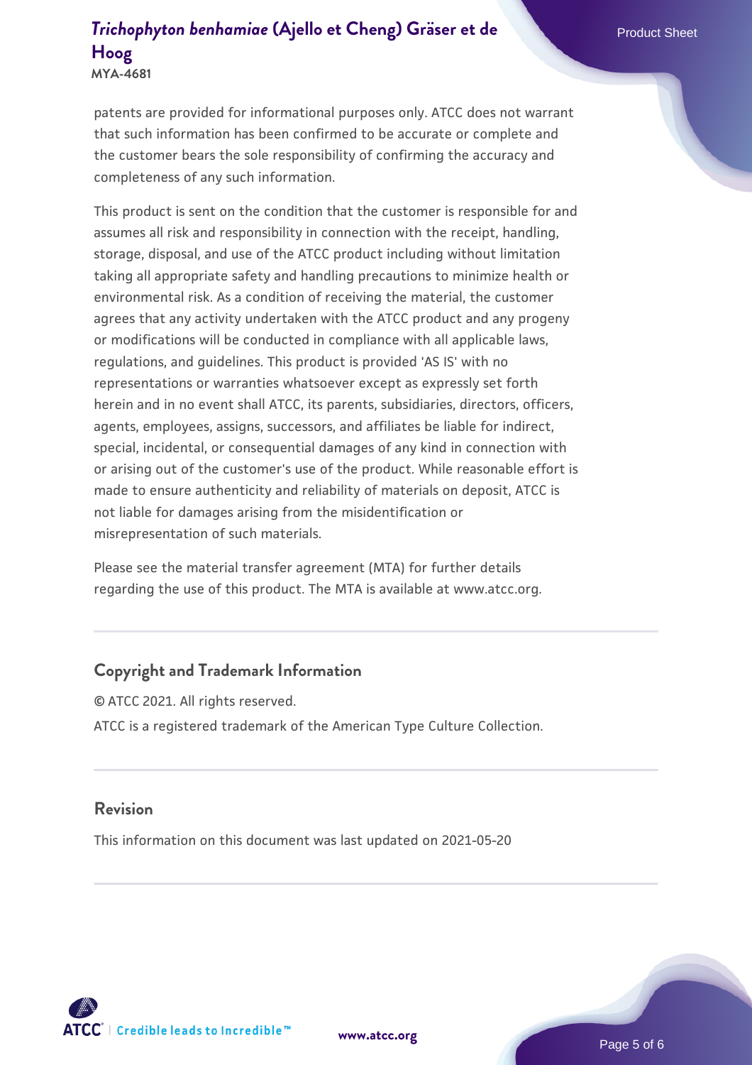patents are provided for informational purposes only. ATCC does not warrant that such information has been confirmed to be accurate or complete and the customer bears the sole responsibility of confirming the accuracy and completeness of any such information.

This product is sent on the condition that the customer is responsible for and assumes all risk and responsibility in connection with the receipt, handling, storage, disposal, and use of the ATCC product including without limitation taking all appropriate safety and handling precautions to minimize health or environmental risk. As a condition of receiving the material, the customer agrees that any activity undertaken with the ATCC product and any progeny or modifications will be conducted in compliance with all applicable laws, regulations, and guidelines. This product is provided 'AS IS' with no representations or warranties whatsoever except as expressly set forth herein and in no event shall ATCC, its parents, subsidiaries, directors, officers, agents, employees, assigns, successors, and affiliates be liable for indirect, special, incidental, or consequential damages of any kind in connection with or arising out of the customer's use of the product. While reasonable effort is made to ensure authenticity and reliability of materials on deposit, ATCC is not liable for damages arising from the misidentification or misrepresentation of such materials.

Please see the material transfer agreement (MTA) for further details regarding the use of this product. The MTA is available at www.atcc.org.

## Copyright and Trademark Information

© ATCC 2021. All rights reserved.

ATCC is a registered trademark of the American Type Culture Collection.

## Revision

This information on this document was last updated on 2021-05-20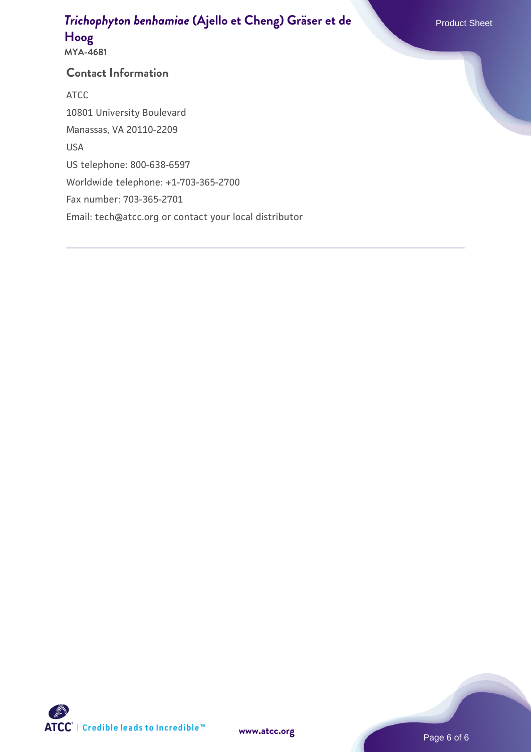## Contact Information

ATCC

10801 University Boulevard

Manassas, VA 20110-2209

USA

US telephone: 800-638-6597

Worldwide telephone: +1-703-365-2700

Fax number: 703-365-2701

Email: tech@atcc.org or contact your local distributor